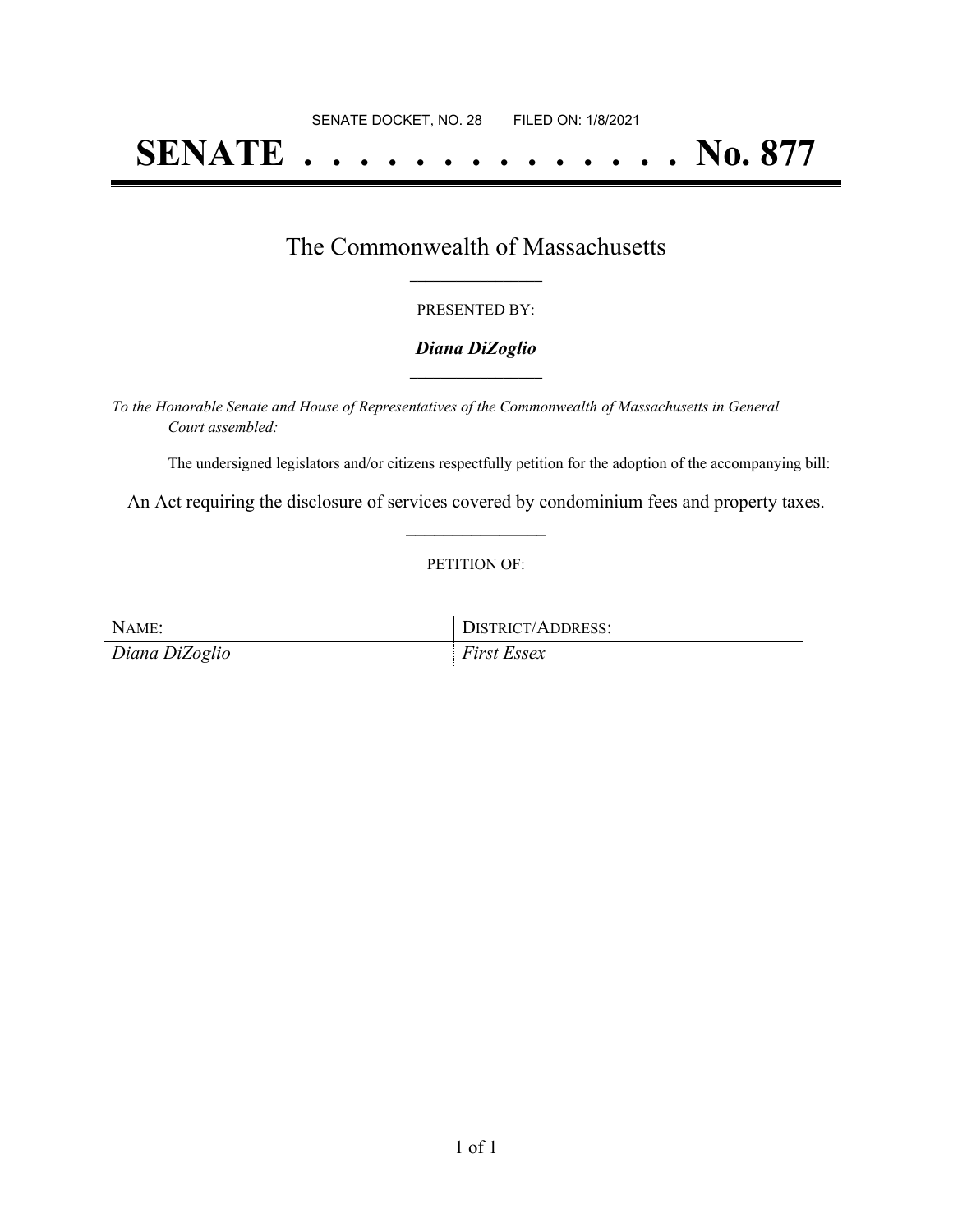SENATE DOCKET, NO. 28        FILED ON: 1/8/2021

# SENATE . . . . . . . . . . . . . . No. 877

## The Commonwealth of Massachusetts

PRESENTED BY:

***Diana DiZoglio***

*To the Honorable Senate and House of Representatives of the Commonwealth of Massachusetts in General Court assembled:*

The undersigned legislators and/or citizens respectfully petition for the adoption of the accompanying bill:

An Act requiring the disclosure of services covered by condominium fees and property taxes.

PETITION OF:

| NAME: | DISTRICT/ADDRESS: |
|---|---|
| *Diana DiZoglio* | *First Essex* |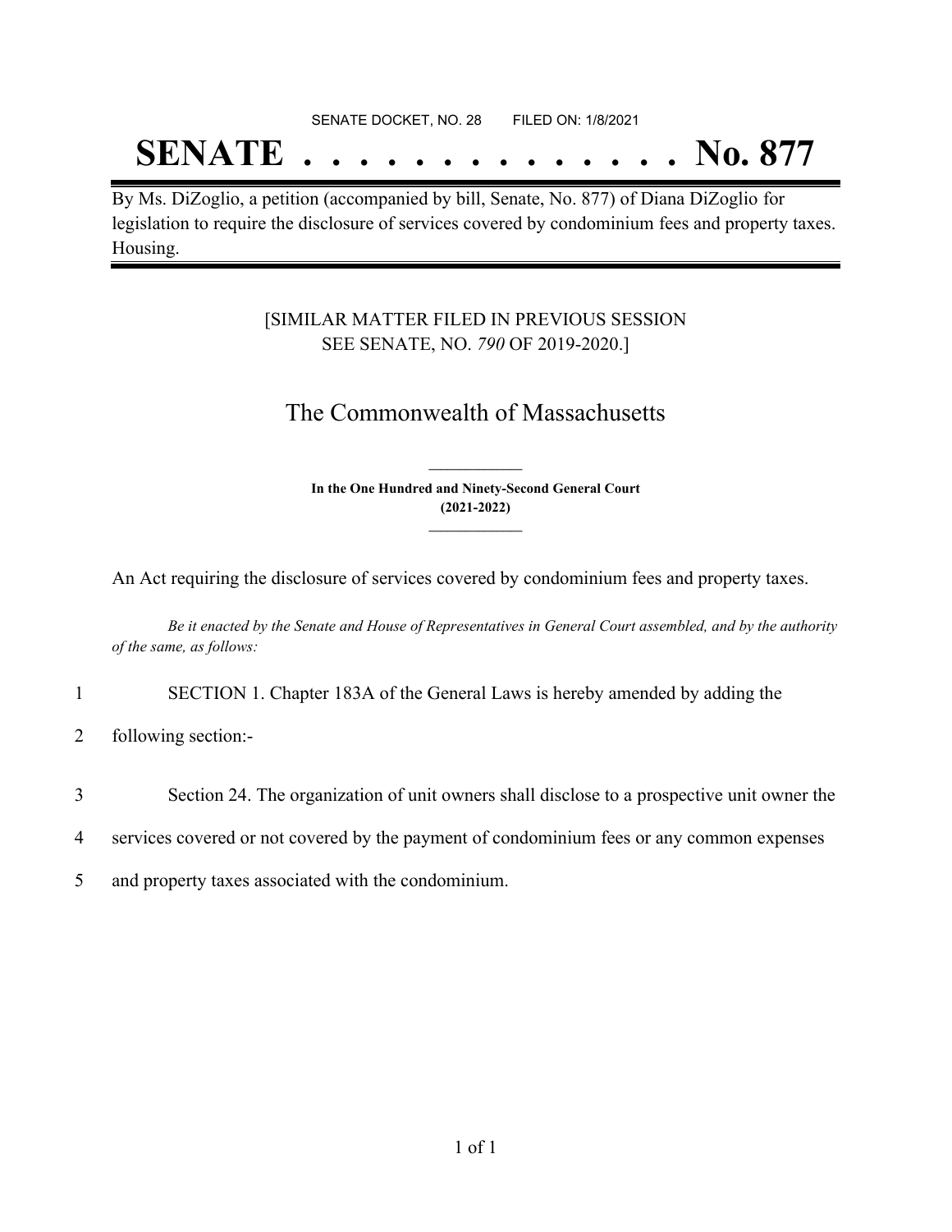SENATE DOCKET, NO. 28        FILED ON: 1/8/2021

# SENATE . . . . . . . . . . . . . . No. 877

By Ms. DiZoglio, a petition (accompanied by bill, Senate, No. 877) of Diana DiZoglio for legislation to require the disclosure of services covered by condominium fees and property taxes. Housing.

[SIMILAR MATTER FILED IN PREVIOUS SESSION
SEE SENATE, NO. *790* OF 2019-2020.]

## The Commonwealth of Massachusetts

**In the One Hundred and Ninety-Second General Court**
**(2021-2022)**

An Act requiring the disclosure of services covered by condominium fees and property taxes.

*Be it enacted by the Senate and House of Representatives in General Court assembled, and by the authority of the same, as follows:*

1 SECTION 1. Chapter 183A of the General Laws is hereby amended by adding the

2 following section:-

3 Section 24. The organization of unit owners shall disclose to a prospective unit owner the

4 services covered or not covered by the payment of condominium fees or any common expenses

5 and property taxes associated with the condominium.